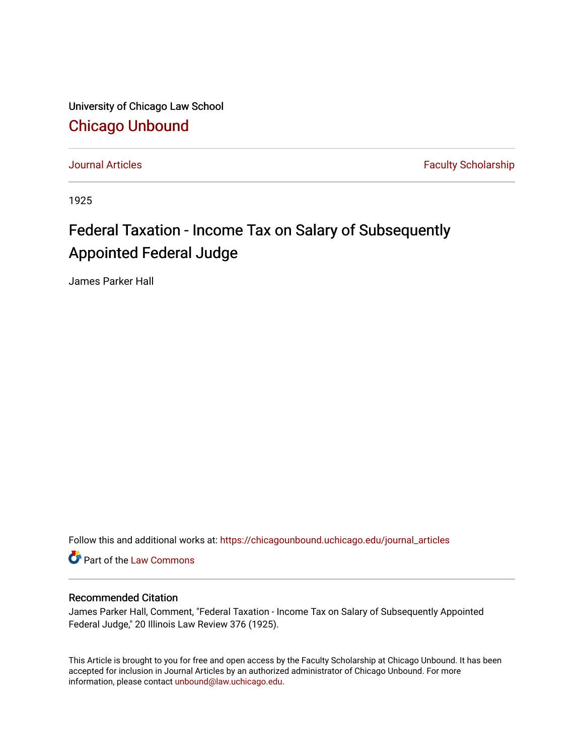University of Chicago Law School

## Chicago Unbound

Journal Articles | Faculty Scholarship

1925

# Federal Taxation - Income Tax on Salary of Subsequently Appointed Federal Judge

James Parker Hall

Follow this and additional works at: https://chicagounbound.uchicago.edu/journal_articles

Part of the Law Commons

### Recommended Citation

James Parker Hall, Comment, "Federal Taxation - Income Tax on Salary of Subsequently Appointed Federal Judge," 20 Illinois Law Review 376 (1925).

This Article is brought to you for free and open access by the Faculty Scholarship at Chicago Unbound. It has been accepted for inclusion in Journal Articles by an authorized administrator of Chicago Unbound. For more information, please contact unbound@law.uchicago.edu.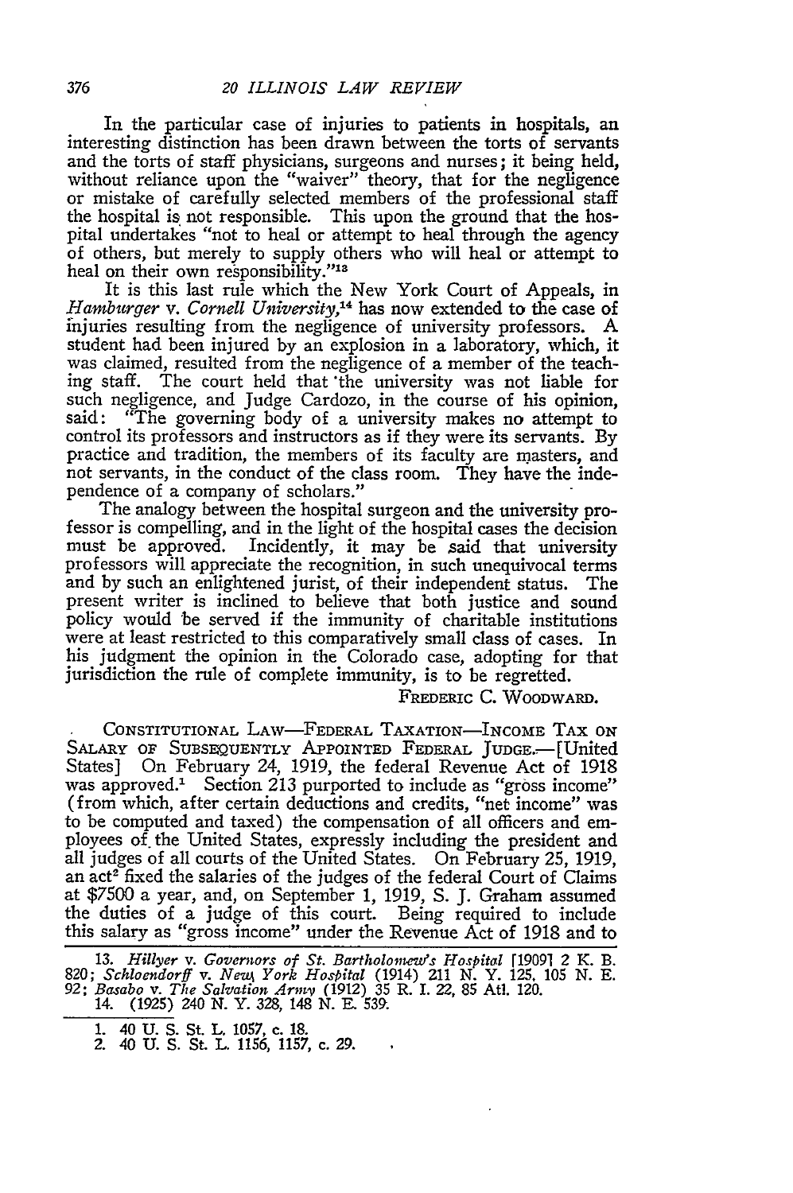In the particular case of injuries to patients in hospitals, an interesting distinction has been drawn between the torts of servants and the torts of staff physicians, surgeons and nurses; it being held, without reliance upon the "waiver" theory, that for the negligence or mistake of carefully selected members of the professional staff the hospital is not responsible. This upon the ground that the hospital undertakes "not to heal or attempt to heal through the agency of others, but merely to supply others who will heal or attempt to heal on their own responsibility."[13]

It is this last rule which the New York Court of Appeals, in *Hamburger* v. *Cornell University*,[14] has now extended to the case of injuries resulting from the negligence of university professors. A student had been injured by an explosion in a laboratory, which, it was claimed, resulted from the negligence of a member of the teaching staff. The court held that the university was not liable for such negligence, and Judge Cardozo, in the course of his opinion, said: "The governing body of a university makes no attempt to control its professors and instructors as if they were its servants. By practice and tradition, the members of its faculty are masters, and not servants, in the conduct of the class room. They have the independence of a company of scholars."

The analogy between the hospital surgeon and the university professor is compelling, and in the light of the hospital cases the decision must be approved. Incidently, it may be said that university professors will appreciate the recognition, in such unequivocal terms and by such an enlightened jurist, of their independent status. The present writer is inclined to believe that both justice and sound policy would be served if the immunity of charitable institutions were at least restricted to this comparatively small class of cases. In his judgment the opinion in the Colorado case, adopting for that jurisdiction the rule of complete immunity, is to be regretted.

FREDERIC C. WOODWARD.

CONSTITUTIONAL LAW—FEDERAL TAXATION—INCOME TAX ON SALARY OF SUBSEQUENTLY APPOINTED FEDERAL JUDGE.—[United States] On February 24, 1919, the federal Revenue Act of 1918 was approved.[1] Section 213 purported to include as "gross income" (from which, after certain deductions and credits, "net income" was to be computed and taxed) the compensation of all officers and employees of the United States, expressly including the president and all judges of all courts of the United States. On February 25, 1919, an act[2] fixed the salaries of the judges of the federal Court of Claims at $7500 a year, and, on September 1, 1919, S. J. Graham assumed the duties of a judge of this court. Being required to include this salary as "gross income" under the Revenue Act of 1918 and to

---

13. *Hillyer* v. *Governors of St. Bartholomew's Hospital* [1909] 2 K. B. 820; *Schloendorff* v. *New York Hospital* (1914) 211 N. Y. 125, 105 N. E. 92; *Basabo* v. *The Salvation Army* (1912) 35 R. I. 22, 85 Atl. 120.

14. (1925) 240 N. Y. 328, 148 N. E. 539.

---

1. 40 U. S. St. L. 1057, c. 18.

2. 40 U. S. St. L. 1156, 1157, c. 29.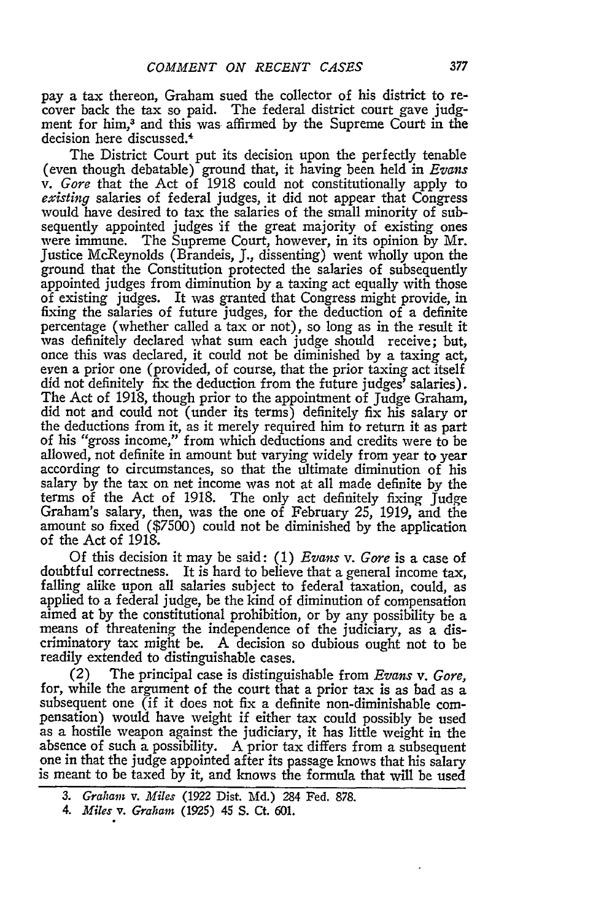pay a tax thereon, Graham sued the collector of his district to recover back the tax so paid. The federal district court gave judgment for him,[3] and this was affirmed by the Supreme Court in the decision here discussed.[4]

The District Court put its decision upon the perfectly tenable (even though debatable) ground that, it having been held in *Evans* v. *Gore* that the Act of 1918 could not constitutionally apply to *existing* salaries of federal judges, it did not appear that Congress would have desired to tax the salaries of the small minority of subsequently appointed judges if the great majority of existing ones were immune. The Supreme Court, however, in its opinion by Mr. Justice McReynolds (Brandeis, J., dissenting) went wholly upon the ground that the Constitution protected the salaries of subsequently appointed judges from diminution by a taxing act equally with those of existing judges. It was granted that Congress might provide, in fixing the salaries of future judges, for the deduction of a definite percentage (whether called a tax or not), so long as in the result it was definitely declared what sum each judge should receive; but, once this was declared, it could not be diminished by a taxing act, even a prior one (provided, of course, that the prior taxing act itself did not definitely fix the deduction from the future judges' salaries). The Act of 1918, though prior to the appointment of Judge Graham, did not and could not (under its terms) definitely fix his salary or the deductions from it, as it merely required him to return it as part of his "gross income," from which deductions and credits were to be allowed, not definite in amount but varying widely from year to year according to circumstances, so that the ultimate diminution of his salary by the tax on net income was not at all made definite by the terms of the Act of 1918. The only act definitely fixing Judge Graham's salary, then, was the one of February 25, 1919, and the amount so fixed ($7500) could not be diminished by the application of the Act of 1918.

Of this decision it may be said: (1) *Evans* v. *Gore* is a case of doubtful correctness. It is hard to believe that a general income tax, falling alike upon all salaries subject to federal taxation, could, as applied to a federal judge, be the kind of diminution of compensation aimed at by the constitutional prohibition, or by any possibility be a means of threatening the independence of the judiciary, as a discriminatory tax might be. A decision so dubious ought not to be readily extended to distinguishable cases.

(2) The principal case is distinguishable from *Evans* v. *Gore*, for, while the argument of the court that a prior tax is as bad as a subsequent one (if it does not fix a definite non-diminishable compensation) would have weight if either tax could possibly be used as a hostile weapon against the judiciary, it has little weight in the absence of such a possibility. A prior tax differs from a subsequent one in that the judge appointed after its passage knows that his salary is meant to be taxed by it, and knows the formula that will be used

---

3. *Graham* v. *Miles* (1922 Dist. Md.) 284 Fed. 878.

4. *Miles* v. *Graham* (1925) 45 S. Ct. 601.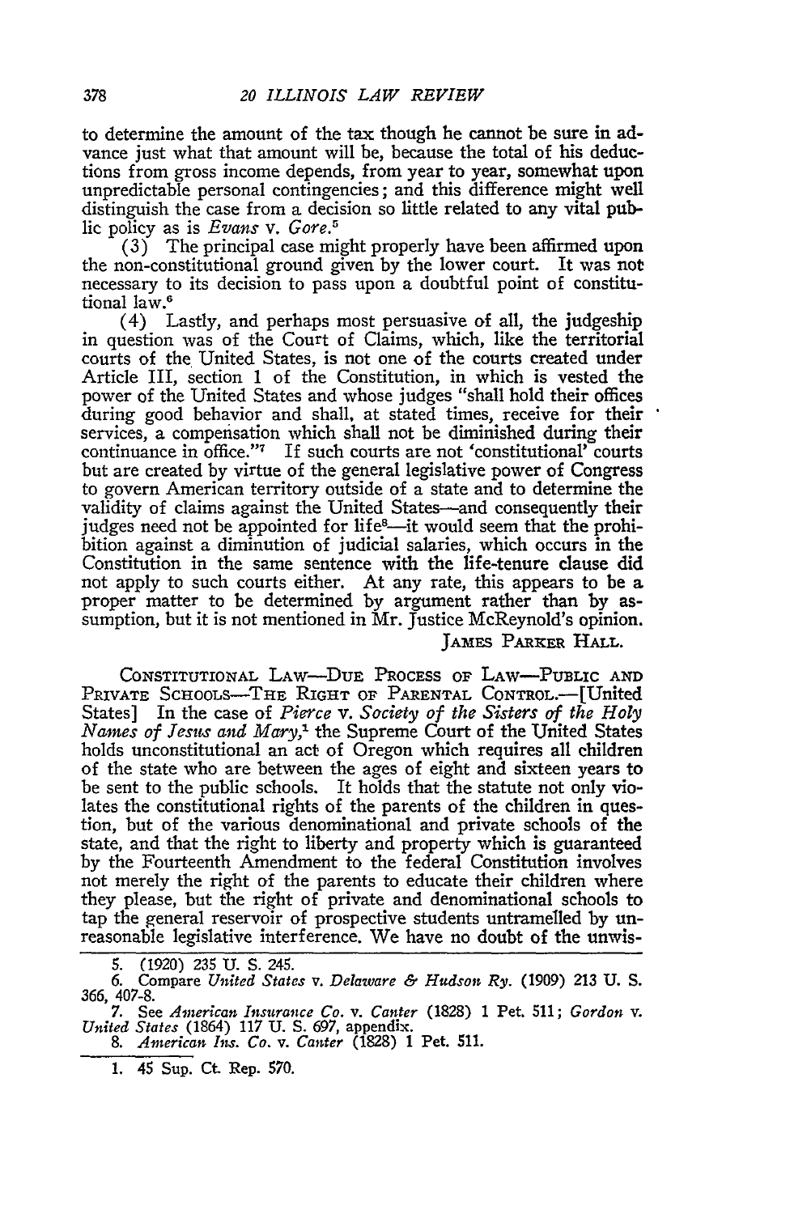to determine the amount of the tax though he cannot be sure in advance just what that amount will be, because the total of his deductions from gross income depends, from year to year, somewhat upon unpredictable personal contingencies; and this difference might well distinguish the case from a decision so little related to any vital public policy as is *Evans* v. *Gore*.[5]

(3) The principal case might properly have been affirmed upon the non-constitutional ground given by the lower court. It was not necessary to its decision to pass upon a doubtful point of constitutional law.[6]

(4) Lastly, and perhaps most persuasive of all, the judgeship in question was of the Court of Claims, which, like the territorial courts of the United States, is not one of the courts created under Article III, section 1 of the Constitution, in which is vested the power of the United States and whose judges "shall hold their offices during good behavior and shall, at stated times, receive for their services, a compensation which shall not be diminished during their continuance in office."[7] If such courts are not 'constitutional' courts but are created by virtue of the general legislative power of Congress to govern American territory outside of a state and to determine the validity of claims against the United States—and consequently their judges need not be appointed for life[8]—it would seem that the prohibition against a diminution of judicial salaries, which occurs in the Constitution in the same sentence with the life-tenure clause did not apply to such courts either. At any rate, this appears to be a proper matter to be determined by argument rather than by assumption, but it is not mentioned in Mr. Justice McReynold's opinion.

JAMES PARKER HALL.

CONSTITUTIONAL LAW—DUE PROCESS OF LAW—PUBLIC AND PRIVATE SCHOOLS—THE RIGHT OF PARENTAL CONTROL.—[United States] In the case of *Pierce* v. *Society of the Sisters of the Holy Names of Jesus and Mary*,[1] the Supreme Court of the United States holds unconstitutional an act of Oregon which requires all children of the state who are between the ages of eight and sixteen years to be sent to the public schools. It holds that the statute not only violates the constitutional rights of the parents of the children in question, but of the various denominational and private schools of the state, and that the right to liberty and property which is guaranteed by the Fourteenth Amendment to the federal Constitution involves not merely the right of the parents to educate their children where they please, but the right of private and denominational schools to tap the general reservoir of prospective students untrammelled by unreasonable legislative interference. We have no doubt of the unwis-

5. (1920) 235 U. S. 245.

6. Compare *United States* v. *Delaware & Hudson Ry.* (1909) 213 U. S. 366, 407-8.

7. See *American Insurance Co.* v. *Canter* (1828) 1 Pet. 511; *Gordon* v. *United States* (1864) 117 U. S. 697, appendix.

8. *American Ins. Co.* v. *Canter* (1828) 1 Pet. 511.

1. 45 Sup. Ct. Rep. 570.